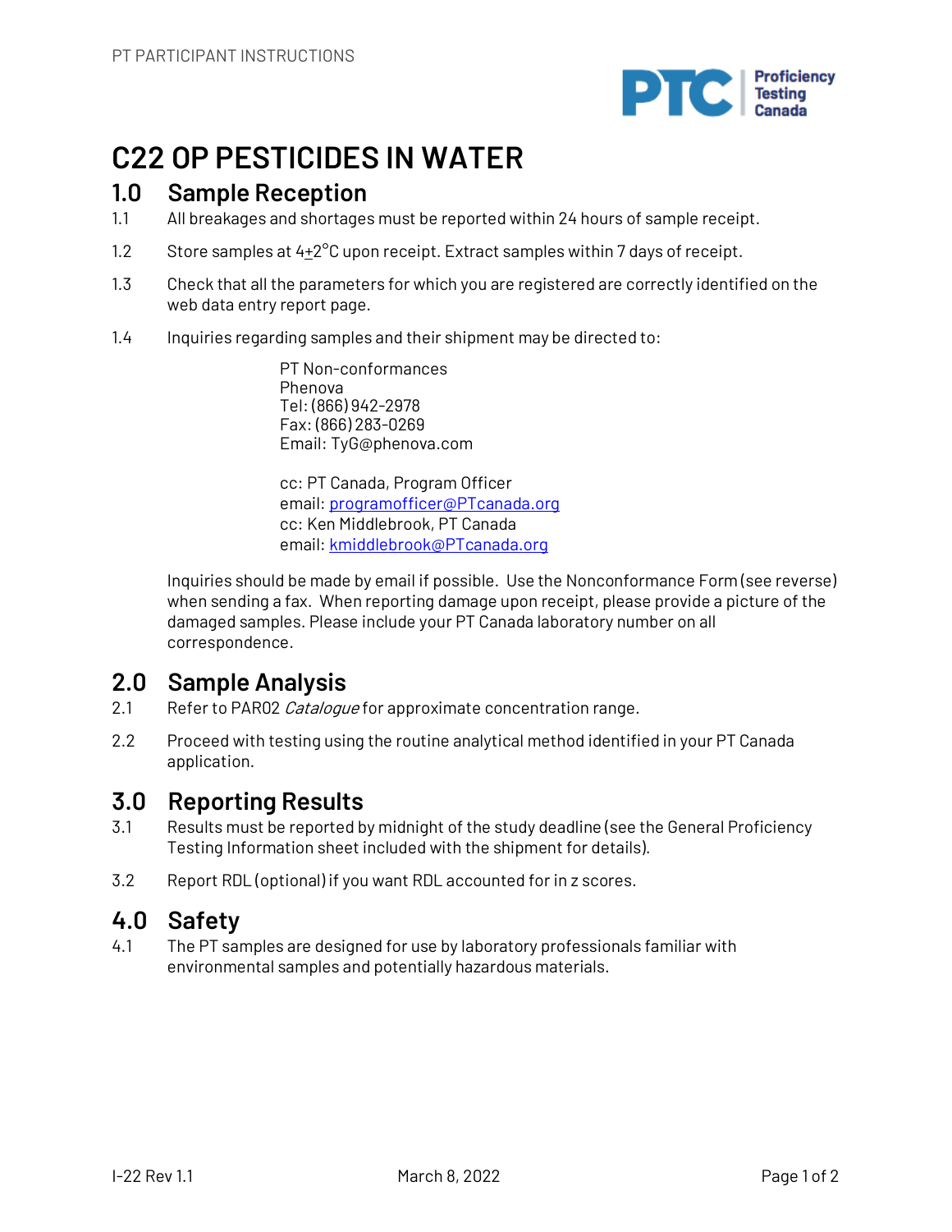# C22 OP PESTICIDES IN WATER

## 1.0 Sample Reception

1.1 All breakages and shortages must be reported within 24 hours of sample receipt.

1.2 Store samples at 4±2°C upon receipt. Extract samples within 7 days of receipt.

1.3 Check that all the parameters for which you are registered are correctly identified on the web data entry report page.

1.4 Inquiries regarding samples and their shipment may be directed to:

PT Non-conformances
Phenova
Tel: (866) 942-2978
Fax: (866) 283-0269
Email: TyG@phenova.com

cc: PT Canada, Program Officer
email: programofficer@PTcanada.org
cc: Ken Middlebrook, PT Canada
email: kmiddlebrook@PTcanada.org

Inquiries should be made by email if possible. Use the Nonconformance Form (see reverse) when sending a fax. When reporting damage upon receipt, please provide a picture of the damaged samples. Please include your PT Canada laboratory number on all correspondence.

## 2.0 Sample Analysis

2.1 Refer to PAR02 *Catalogue* for approximate concentration range.

2.2 Proceed with testing using the routine analytical method identified in your PT Canada application.

## 3.0 Reporting Results

3.1 Results must be reported by midnight of the study deadline (see the General Proficiency Testing Information sheet included with the shipment for details).

3.2 Report RDL (optional) if you want RDL accounted for in z scores.

## 4.0 Safety

4.1 The PT samples are designed for use by laboratory professionals familiar with environmental samples and potentially hazardous materials.

I-22 Rev 1.1 March 8, 2022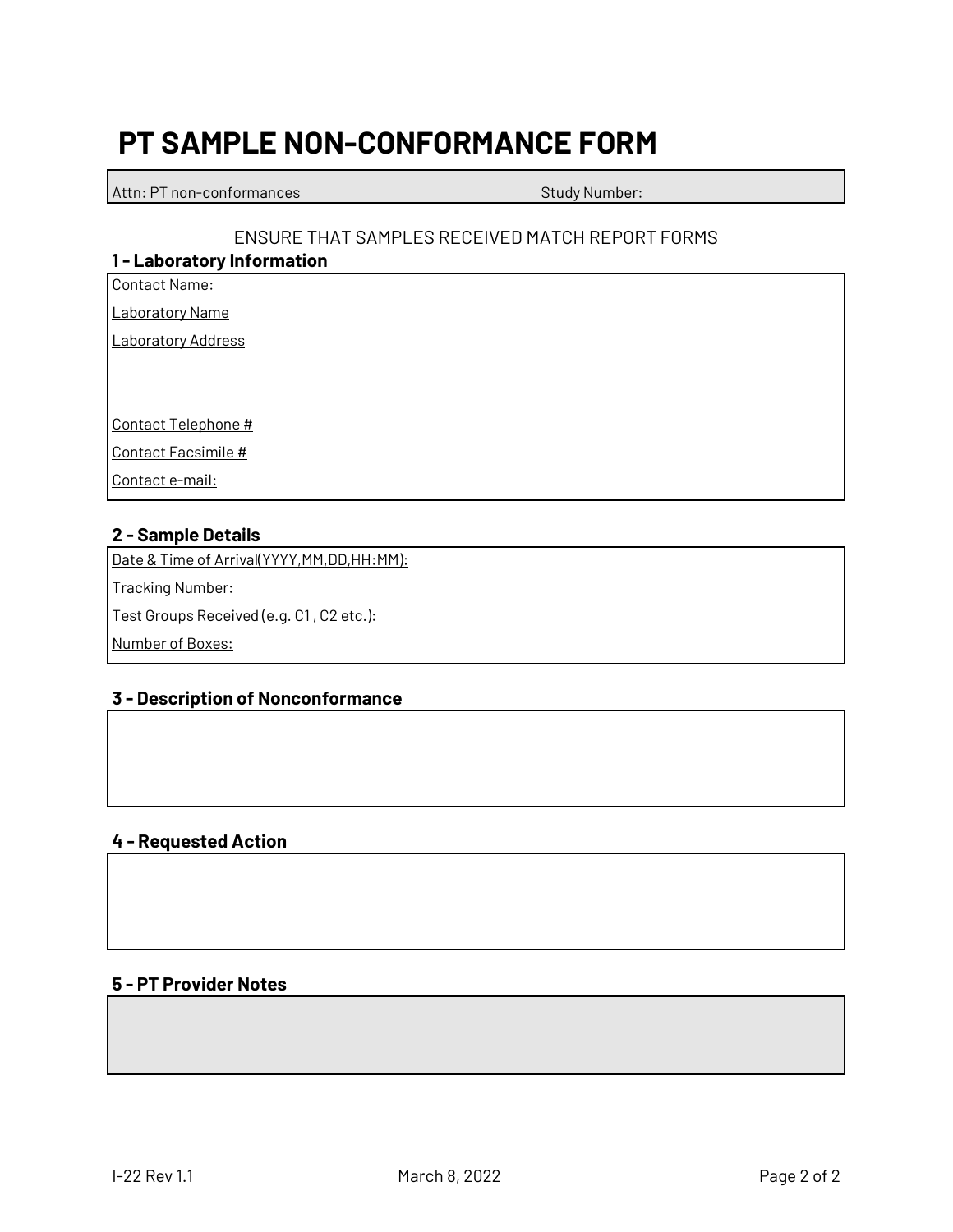# PT SAMPLE NON-CONFORMANCE FORM

Attn: PT non-conformances

Study Number:

ENSURE THAT SAMPLES RECEIVED MATCH REPORT FORMS

### 1 - Laboratory Information

Contact Name:

Laboratory Name

Laboratory Address

Contact Telephone #

Contact Facsimile #

Contact e-mail:

### 2 - Sample Details

Date & Time of Arrival(YYYY,MM,DD,HH:MM):

Tracking Number:

Test Groups Received (e.g. C1 , C2 etc.):

Number of Boxes:

### 3 - Description of Nonconformance

### 4 - Requested Action

### 5 - PT Provider Notes

I-22 Rev 1.1

March 8, 2022